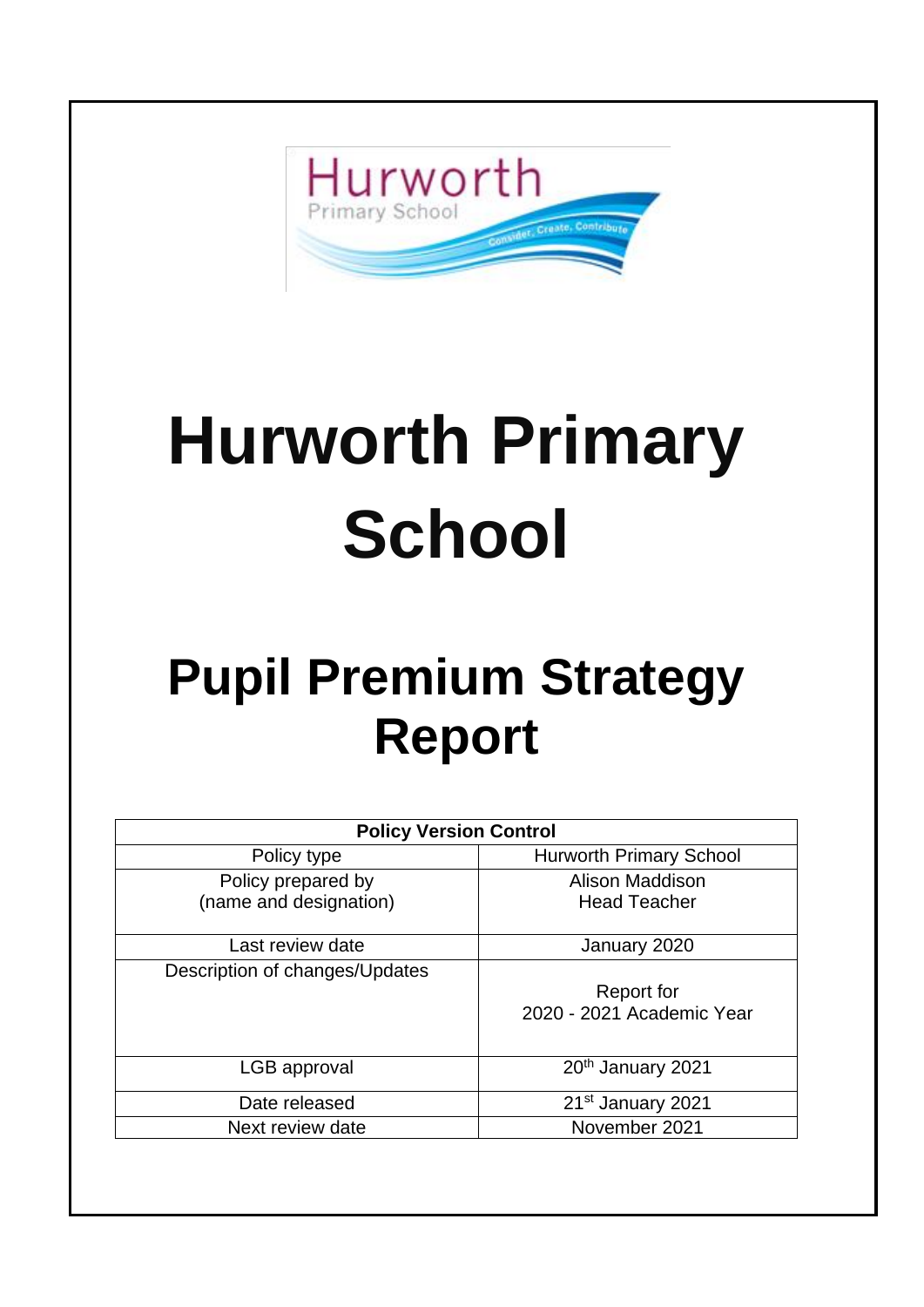# Hurworth Primary School

## Pupil Premium Strategy Report

| Policy Version Control | |
|---|---|
| Policy type | Hurworth Primary School |
| Policy prepared by (name and designation) | Alison Maddison Head Teacher |
| Last review date | January 2020 |
| Description of changes/Updates | Report for 2020 - 2021 Academic Year |
| LGB approval | 20th January 2021 |
| Date released | 21st January 2021 |
| Next review date | November 2021 |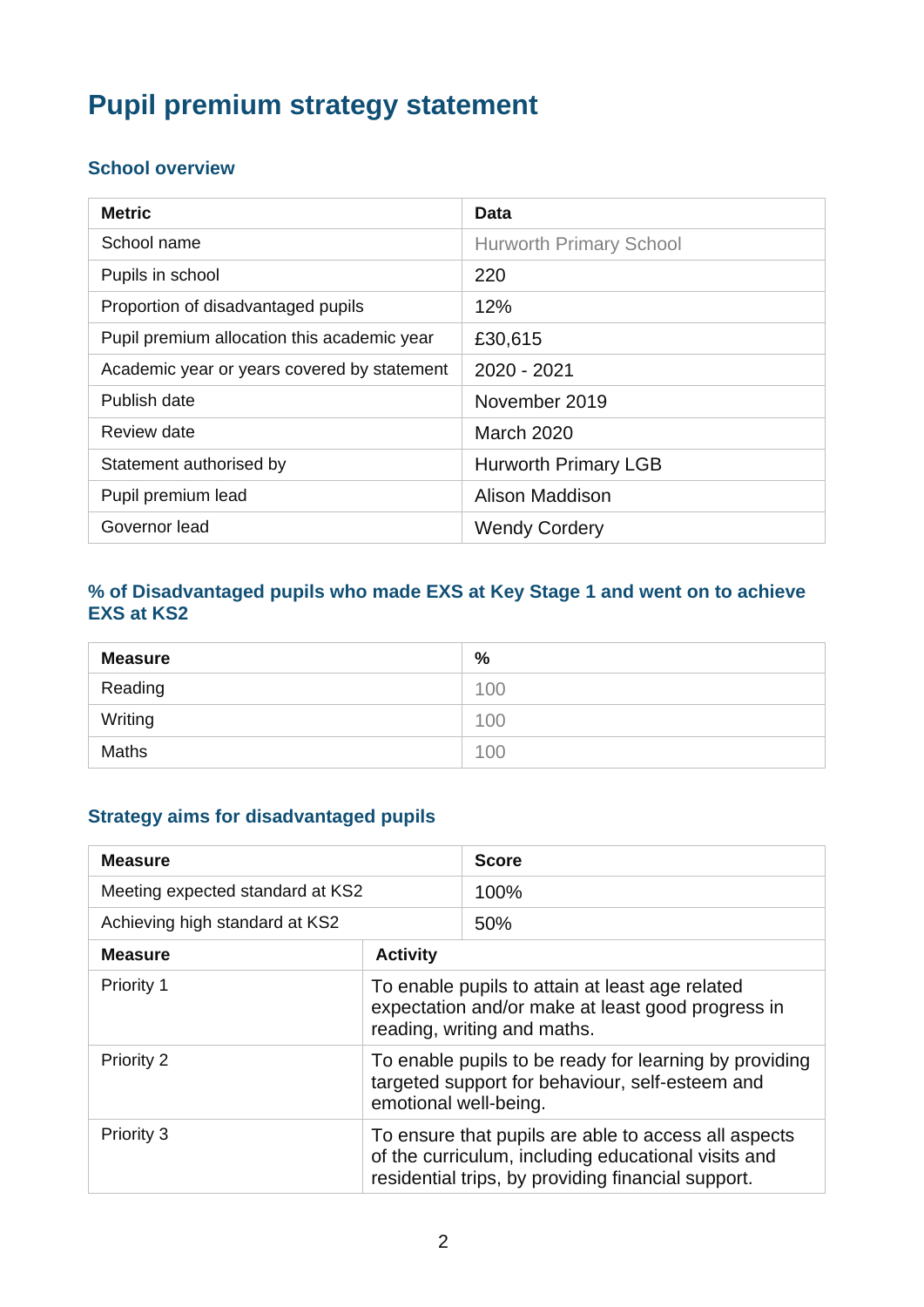# Pupil premium strategy statement

## School overview

| Metric | Data |
|---|---|
| School name | Hurworth Primary School |
| Pupils in school | 220 |
| Proportion of disadvantaged pupils | 12% |
| Pupil premium allocation this academic year | £30,615 |
| Academic year or years covered by statement | 2020 - 2021 |
| Publish date | November 2019 |
| Review date | March 2020 |
| Statement authorised by | Hurworth Primary LGB |
| Pupil premium lead | Alison Maddison |
| Governor lead | Wendy Cordery |

## % of Disadvantaged pupils who made EXS at Key Stage 1 and went on to achieve EXS at KS2

| Measure | % |
|---|---|
| Reading | 100 |
| Writing | 100 |
| Maths | 100 |

## Strategy aims for disadvantaged pupils

| Measure | Score |
|---|---|
| Meeting expected standard at KS2 | 100% |
| Achieving high standard at KS2 | 50% |

| Measure | Activity |
|---|---|
| Priority 1 | To enable pupils to attain at least age related expectation and/or make at least good progress in reading, writing and maths. |
| Priority 2 | To enable pupils to be ready for learning by providing targeted support for behaviour, self-esteem and emotional well-being. |
| Priority 3 | To ensure that pupils are able to access all aspects of the curriculum, including educational visits and residential trips, by providing financial support. |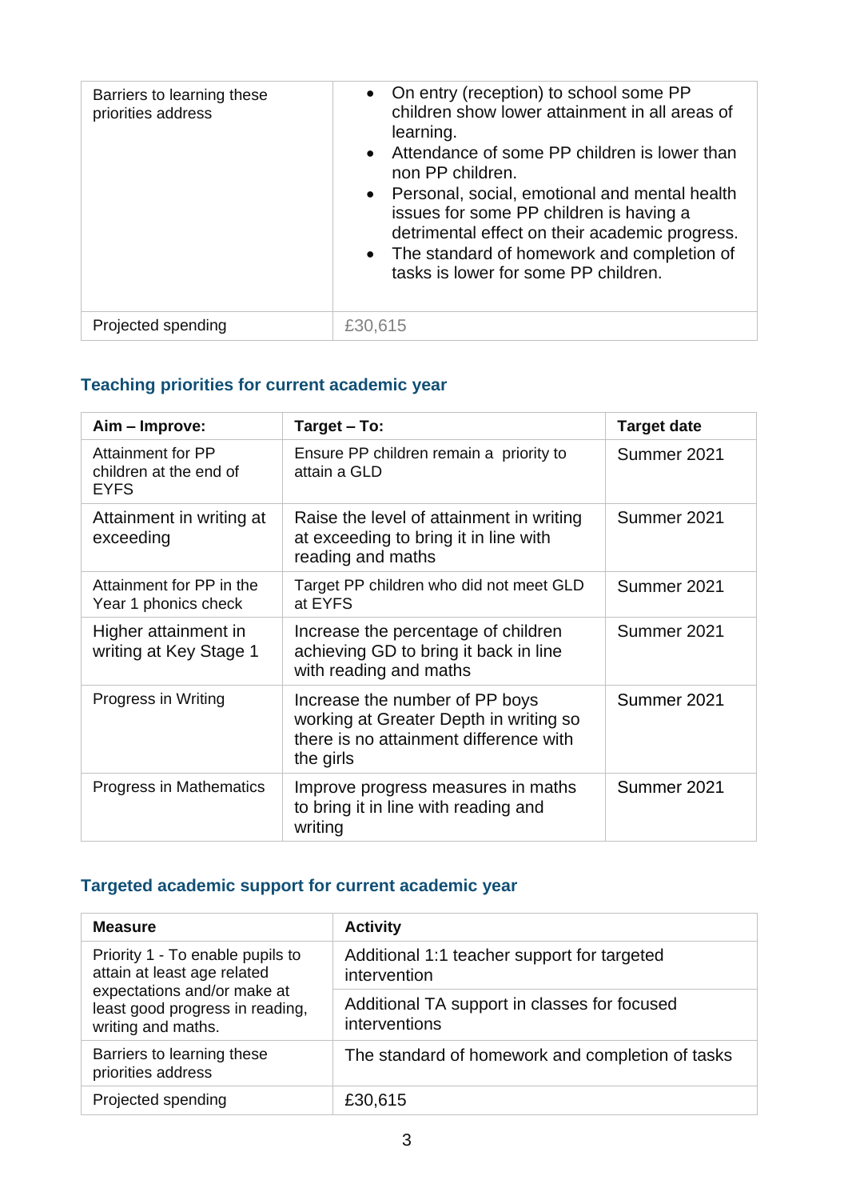| | |
|---|---|
| Barriers to learning these priorities address | • On entry (reception) to school some PP children show lower attainment in all areas of learning.<br>• Attendance of some PP children is lower than non PP children.<br>• Personal, social, emotional and mental health issues for some PP children is having a detrimental effect on their academic progress.<br>• The standard of homework and completion of tasks is lower for some PP children. |
| Projected spending | £30,615 |

## Teaching priorities for current academic year

| Aim – Improve: | Target – To: | Target date |
|---|---|---|
| Attainment for PP children at the end of EYFS | Ensure PP children remain a priority to attain a GLD | Summer 2021 |
| Attainment in writing at exceeding | Raise the level of attainment in writing at exceeding to bring it in line with reading and maths | Summer 2021 |
| Attainment for PP in the Year 1 phonics check | Target PP children who did not meet GLD at EYFS | Summer 2021 |
| Higher attainment in writing at Key Stage 1 | Increase the percentage of children achieving GD to bring it back in line with reading and maths | Summer 2021 |
| Progress in Writing | Increase the number of PP boys working at Greater Depth in writing so there is no attainment difference with the girls | Summer 2021 |
| Progress in Mathematics | Improve progress measures in maths to bring it in line with reading and writing | Summer 2021 |

## Targeted academic support for current academic year

| Measure | Activity |
|---|---|
| Priority 1 - To enable pupils to attain at least age related expectations and/or make at least good progress in reading, writing and maths. | Additional 1:1 teacher support for targeted intervention |
| | Additional TA support in classes for focused interventions |
| Barriers to learning these priorities address | The standard of homework and completion of tasks |
| Projected spending | £30,615 |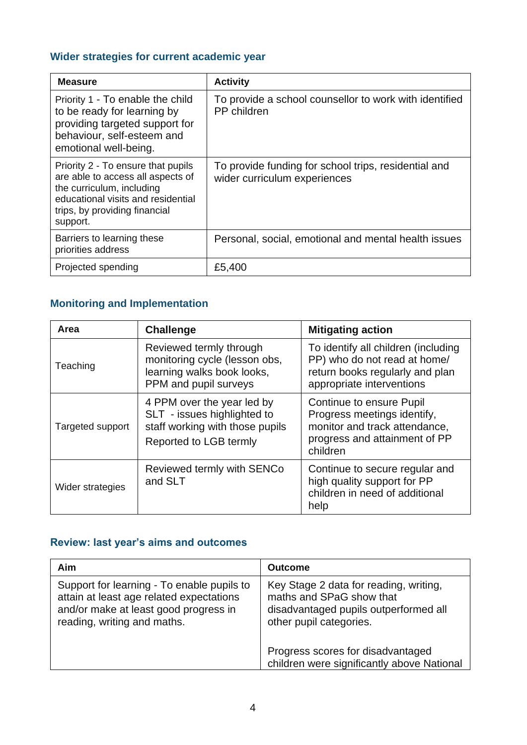## Wider strategies for current academic year

| Measure | Activity |
|---|---|
| Priority 1 - To enable the child to be ready for learning by providing targeted support for behaviour, self-esteem and emotional well-being. | To provide a school counsellor to work with identified PP children |
| Priority 2 - To ensure that pupils are able to access all aspects of the curriculum, including educational visits and residential trips, by providing financial support. | To provide funding for school trips, residential and wider curriculum experiences |
| Barriers to learning these priorities address | Personal, social, emotional and mental health issues |
| Projected spending | £5,400 |

## Monitoring and Implementation

| Area | Challenge | Mitigating action |
|---|---|---|
| Teaching | Reviewed termly through monitoring cycle (lesson obs, learning walks book looks, PPM and pupil surveys | To identify all children (including PP) who do not read at home/ return books regularly and plan appropriate interventions |
| Targeted support | 4 PPM over the year led by SLT - issues highlighted to staff working with those pupils<br>Reported to LGB termly | Continue to ensure Pupil Progress meetings identify, monitor and track attendance, progress and attainment of PP children |
| Wider strategies | Reviewed termly with SENCo and SLT | Continue to secure regular and high quality support for PP children in need of additional help |

## Review: last year's aims and outcomes

| Aim | Outcome |
|---|---|
| Support for learning - To enable pupils to attain at least age related expectations and/or make at least good progress in reading, writing and maths. | Key Stage 2 data for reading, writing, maths and SPaG show that disadvantaged pupils outperformed all other pupil categories.<br><br>Progress scores for disadvantaged children were significantly above National |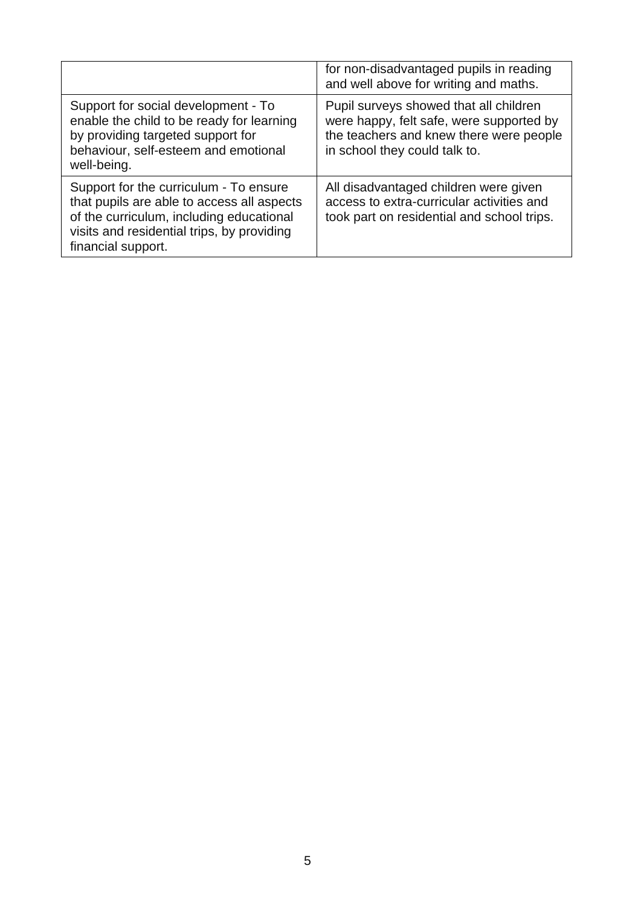| | |
|---|---|
| | for non-disadvantaged pupils in reading and well above for writing and maths. |
| Support for social development - To enable the child to be ready for learning by providing targeted support for behaviour, self-esteem and emotional well-being. | Pupil surveys showed that all children were happy, felt safe, were supported by the teachers and knew there were people in school they could talk to. |
| Support for the curriculum - To ensure that pupils are able to access all aspects of the curriculum, including educational visits and residential trips, by providing financial support. | All disadvantaged children were given access to extra-curricular activities and took part on residential and school trips. |